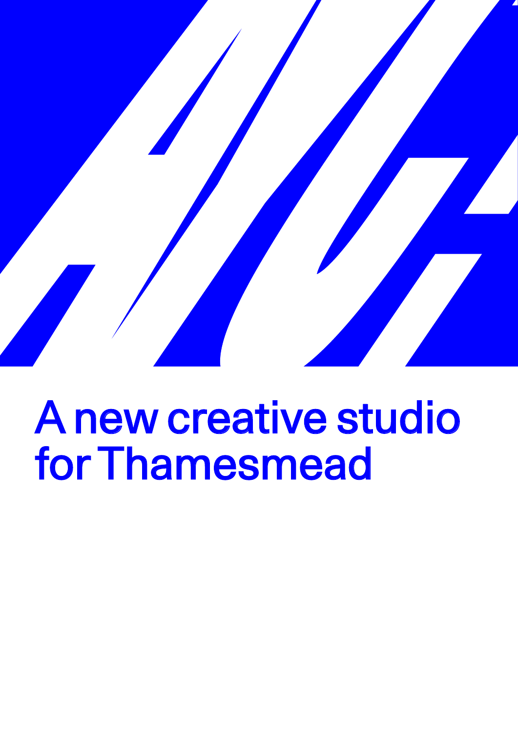# A new creative studio for Thamesmead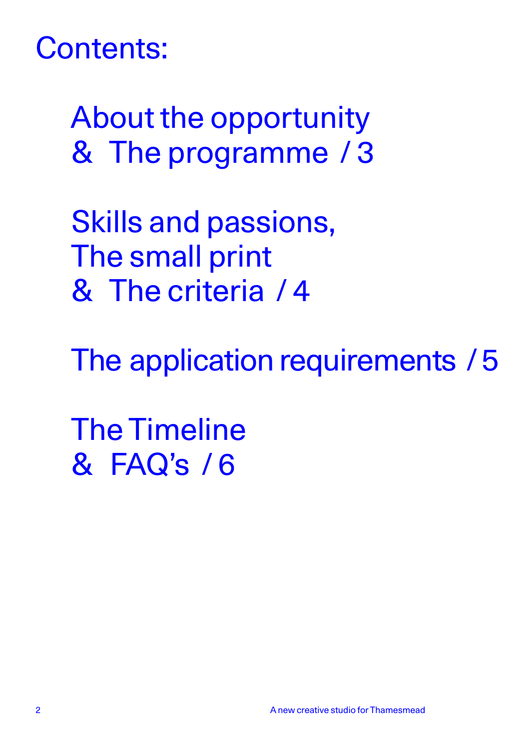# Contents:

About the opportunity
& The programme / 3

Skills and passions,
The small print
& The criteria / 4

The application requirements / 5

The Timeline
& FAQ's / 6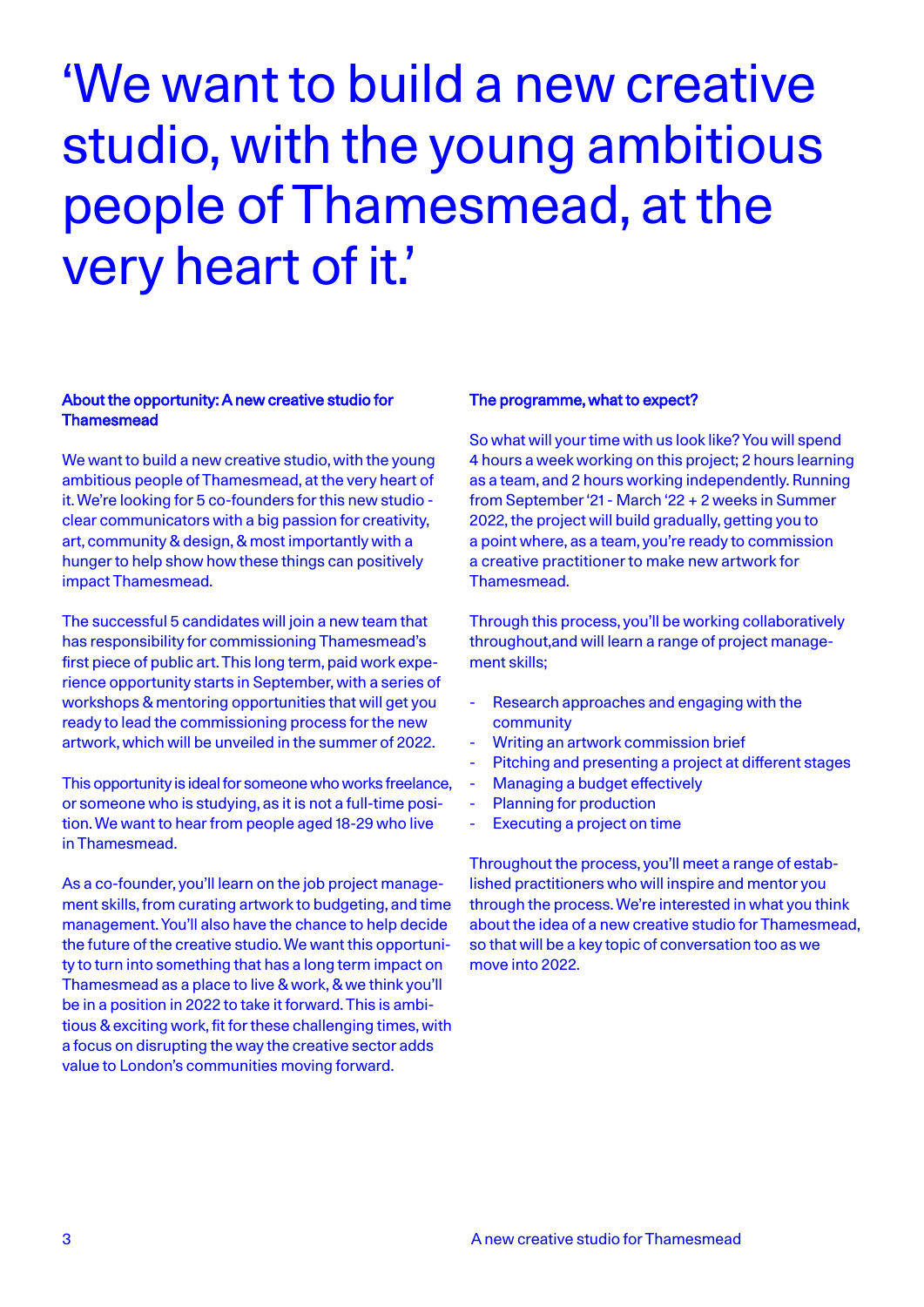# ‘We want to build a new creative studio, with the young ambitious people of Thamesmead, at the very heart of it.’

**About the opportunity: A new creative studio for Thamesmead**

We want to build a new creative studio, with the young ambitious people of Thamesmead, at the very heart of it. We’re looking for 5 co-founders for this new studio - clear communicators with a big passion for creativity, art, community & design, & most importantly with a hunger to help show how these things can positively impact Thamesmead.

The successful 5 candidates will join a new team that has responsibility for commissioning Thamesmead’s first piece of public art. This long term, paid work experience opportunity starts in September, with a series of workshops & mentoring opportunities that will get you ready to lead the commissioning process for the new artwork, which will be unveiled in the summer of 2022.

This opportunity is ideal for someone who works freelance, or someone who is studying, as it is not a full-time position. We want to hear from people aged 18-29 who live in Thamesmead.

As a co-founder, you’ll learn on the job project management skills, from curating artwork to budgeting, and time management. You’ll also have the chance to help decide the future of the creative studio. We want this opportunity to turn into something that has a long term impact on Thamesmead as a place to live & work, & we think you’ll be in a position in 2022 to take it forward. This is ambitious & exciting work, fit for these challenging times, with a focus on disrupting the way the creative sector adds value to London’s communities moving forward.

**The programme, what to expect?**

So what will your time with us look like? You will spend 4 hours a week working on this project; 2 hours learning as a team, and 2 hours working independently. Running from September ‘21 - March ‘22 + 2 weeks in Summer 2022, the project will build gradually, getting you to a point where, as a team, you’re ready to commission a creative practitioner to make new artwork for Thamesmead.

Through this process, you’ll be working collaboratively throughout,and will learn a range of project management skills;

- Research approaches and engaging with the community
- Writing an artwork commission brief
- Pitching and presenting a project at different stages
- Managing a budget effectively
- Planning for production
- Executing a project on time

Throughout the process, you’ll meet a range of established practitioners who will inspire and mentor you through the process. We’re interested in what you think about the idea of a new creative studio for Thamesmead, so that will be a key topic of conversation too as we move into 2022.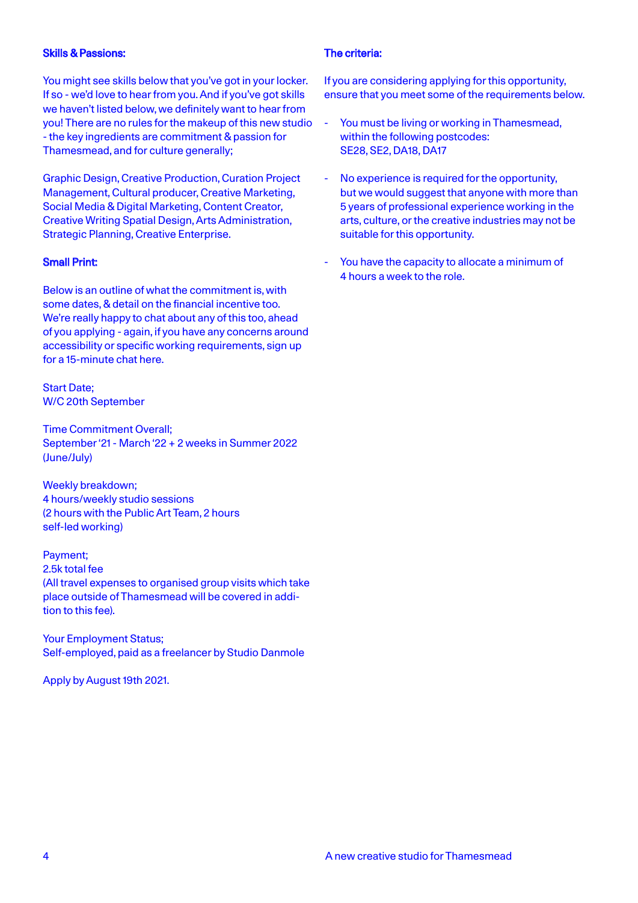## Skills & Passions:

You might see skills below that you've got in your locker. If so - we'd love to hear from you. And if you've got skills we haven't listed below, we definitely want to hear from you! There are no rules for the makeup of this new studio - the key ingredients are commitment & passion for Thamesmead, and for culture generally;

Graphic Design, Creative Production, Curation Project Management, Cultural producer, Creative Marketing, Social Media & Digital Marketing, Content Creator, Creative Writing Spatial Design, Arts Administration, Strategic Planning, Creative Enterprise.

## Small Print:

Below is an outline of what the commitment is, with some dates, & detail on the financial incentive too. We're really happy to chat about any of this too, ahead of you applying - again, if you have any concerns around accessibility or specific working requirements, sign up for a 15-minute chat here.

Start Date;
W/C 20th September

Time Commitment Overall;
September '21 - March '22 + 2 weeks in Summer 2022 (June/July)

Weekly breakdown;
4 hours/weekly studio sessions
(2 hours with the Public Art Team, 2 hours self-led working)

Payment;
2.5k total fee
(All travel expenses to organised group visits which take place outside of Thamesmead will be covered in addition to this fee).

Your Employment Status;
Self-employed, paid as a freelancer by Studio Danmole

Apply by August 19th 2021.

## The criteria:

If you are considering applying for this opportunity, ensure that you meet some of the requirements below.

- You must be living or working in Thamesmead, within the following postcodes:
  SE28, SE2, DA18, DA17
- No experience is required for the opportunity, but we would suggest that anyone with more than 5 years of professional experience working in the arts, culture, or the creative industries may not be suitable for this opportunity.
- You have the capacity to allocate a minimum of 4 hours a week to the role.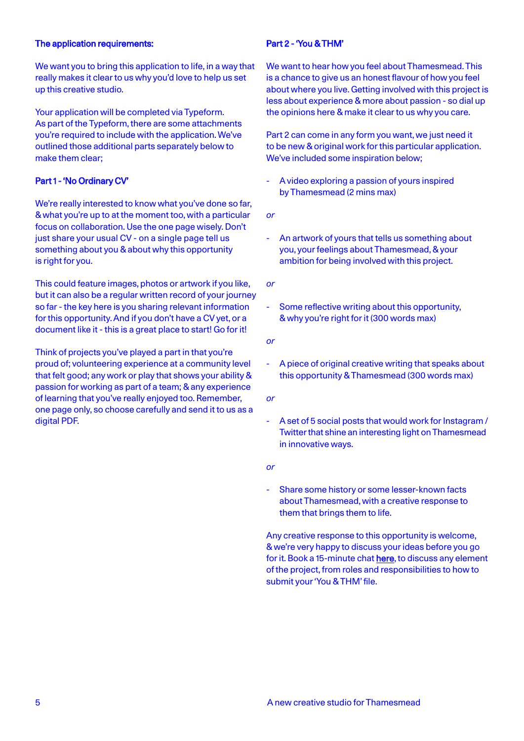### The application requirements:

We want you to bring this application to life, in a way that really makes it clear to us why you'd love to help us set up this creative studio.

Your application will be completed via Typeform. As part of the Typeform, there are some attachments you're required to include with the application. We've outlined those additional parts separately below to make them clear;

### Part 1 - 'No Ordinary CV'

We're really interested to know what you've done so far, & what you're up to at the moment too, with a particular focus on collaboration. Use the one page wisely. Don't just share your usual CV - on a single page tell us something about you & about why this opportunity is right for you.

This could feature images, photos or artwork if you like, but it can also be a regular written record of your journey so far - the key here is you sharing relevant information for this opportunity. And if you don't have a CV yet, or a document like it - this is a great place to start! Go for it!

Think of projects you've played a part in that you're proud of; volunteering experience at a community level that felt good; any work or play that shows your ability & passion for working as part of a team; & any experience of learning that you've really enjoyed too. Remember, one page only, so choose carefully and send it to us as a digital PDF.

### Part 2 - 'You & THM'

We want to hear how you feel about Thamesmead. This is a chance to give us an honest flavour of how you feel about where you live. Getting involved with this project is less about experience & more about passion - so dial up the opinions here & make it clear to us why you care.

Part 2 can come in any form you want, we just need it to be new & original work for this particular application. We've included some inspiration below;

- A video exploring a passion of yours inspired by Thamesmead (2 mins max)

*or*

- An artwork of yours that tells us something about you, your feelings about Thamesmead, & your ambition for being involved with this project.

*or*

- Some reflective writing about this opportunity, & why you're right for it (300 words max)

*or*

- A piece of original creative writing that speaks about this opportunity & Thamesmead (300 words max)

*or*

- A set of 5 social posts that would work for Instagram / Twitter that shine an interesting light on Thamesmead in innovative ways.

*or*

- Share some history or some lesser-known facts about Thamesmead, with a creative response to them that brings them to life.

Any creative response to this opportunity is welcome, & we're very happy to discuss your ideas before you go for it. Book a 15-minute chat **here**, to discuss any element of the project, from roles and responsibilities to how to submit your 'You & THM' file.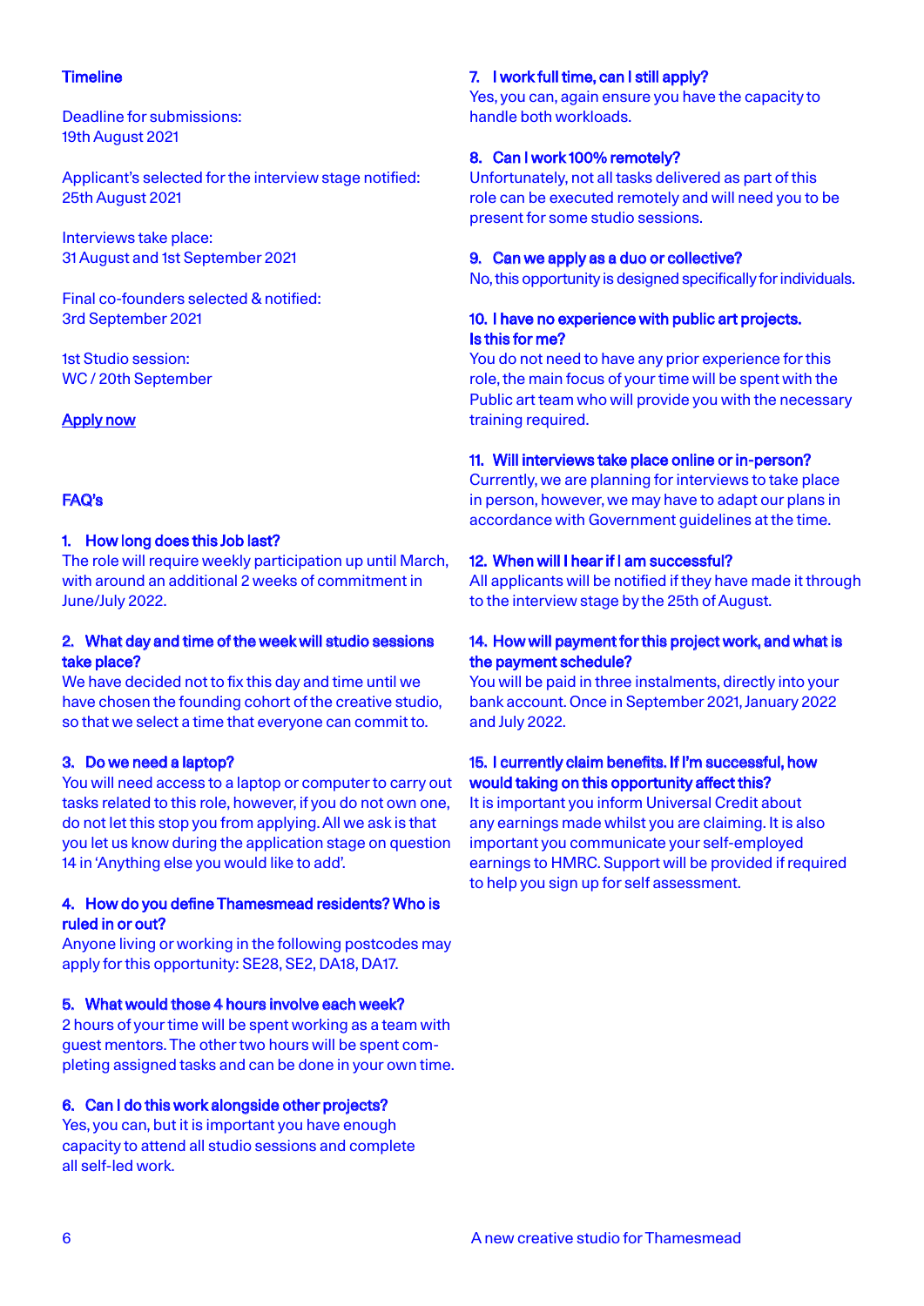## Timeline

Deadline for submissions:
19th August 2021

Applicant's selected for the interview stage notified:
25th August 2021

Interviews take place:
31 August and 1st September 2021

Final co-founders selected & notified:
3rd September 2021

1st Studio session:
WC / 20th September

Apply now

## FAQ's

### 1. How long does this Job last?

The role will require weekly participation up until March, with around an additional 2 weeks of commitment in June/July 2022.

### 2. What day and time of the week will studio sessions take place?

We have decided not to fix this day and time until we have chosen the founding cohort of the creative studio, so that we select a time that everyone can commit to.

### 3. Do we need a laptop?

You will need access to a laptop or computer to carry out tasks related to this role, however, if you do not own one, do not let this stop you from applying. All we ask is that you let us know during the application stage on question 14 in 'Anything else you would like to add'.

### 4. How do you define Thamesmead residents? Who is ruled in or out?

Anyone living or working in the following postcodes may apply for this opportunity: SE28, SE2, DA18, DA17.

### 5. What would those 4 hours involve each week?

2 hours of your time will be spent working as a team with guest mentors. The other two hours will be spent completing assigned tasks and can be done in your own time.

### 6. Can I do this work alongside other projects?

Yes, you can, but it is important you have enough capacity to attend all studio sessions and complete all self-led work.

### 7. I work full time, can I still apply?

Yes, you can, again ensure you have the capacity to handle both workloads.

### 8. Can I work 100% remotely?

Unfortunately, not all tasks delivered as part of this role can be executed remotely and will need you to be present for some studio sessions.

### 9. Can we apply as a duo or collective?

No, this opportunity is designed specifically for individuals.

### 10. I have no experience with public art projects. Is this for me?

You do not need to have any prior experience for this role, the main focus of your time will be spent with the Public art team who will provide you with the necessary training required.

### 11. Will interviews take place online or in-person?

Currently, we are planning for interviews to take place in person, however, we may have to adapt our plans in accordance with Government guidelines at the time.

### 12. When will I hear if I am successful?

All applicants will be notified if they have made it through to the interview stage by the 25th of August.

### 14. How will payment for this project work, and what is the payment schedule?

You will be paid in three instalments, directly into your bank account. Once in September 2021, January 2022 and July 2022.

### 15. I currently claim benefits. If I'm successful, how would taking on this opportunity affect this?

It is important you inform Universal Credit about any earnings made whilst you are claiming. It is also important you communicate your self-employed earnings to HMRC. Support will be provided if required to help you sign up for self assessment.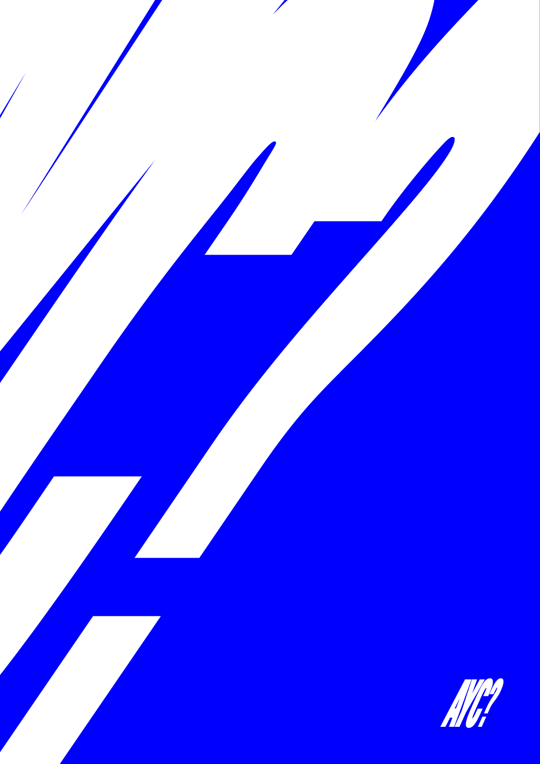AYC?